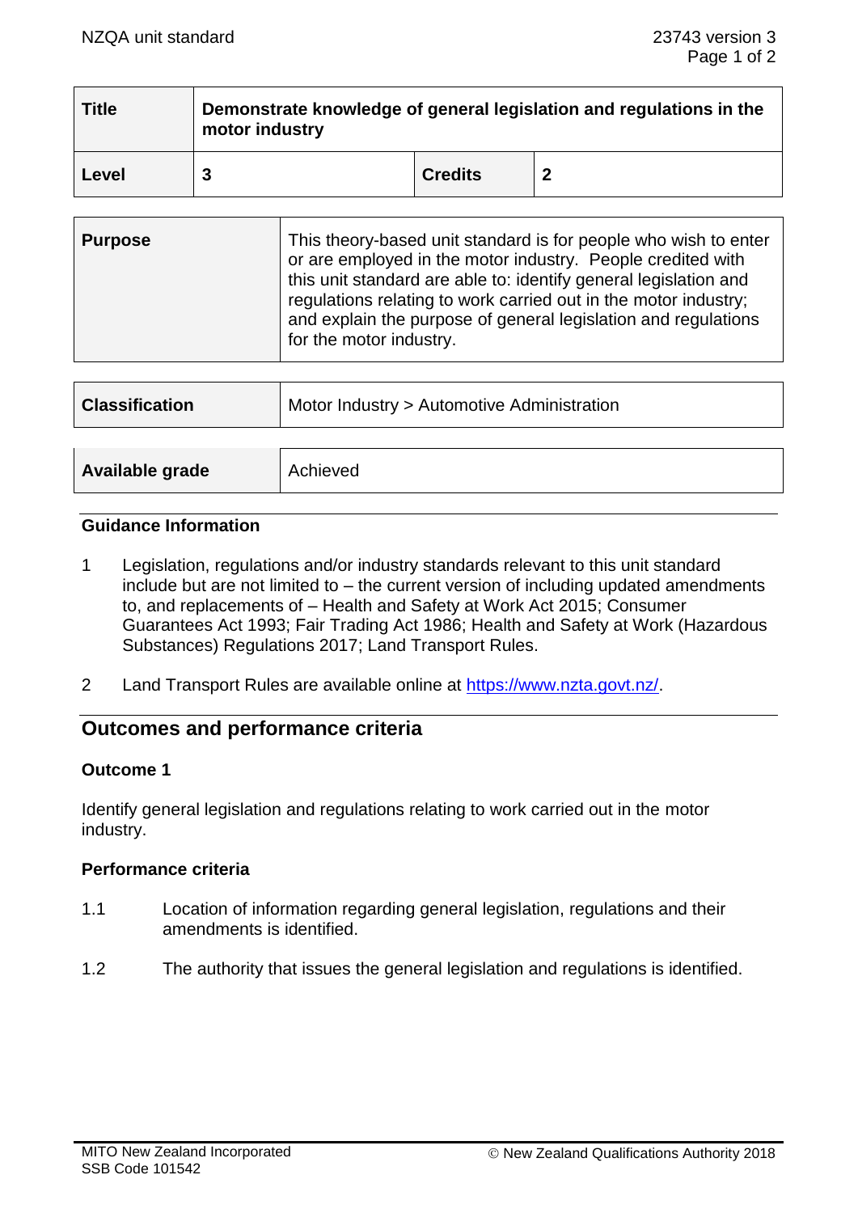| Title | Demonstrate knowledge of general legislation and regulations in the motor industry | | |
|---|---|---|---|
| **Level** | **3** | **Credits** | **2** |

| Purpose | This theory-based unit standard is for people who wish to enter or are employed in the motor industry. People credited with this unit standard are able to: identify general legislation and regulations relating to work carried out in the motor industry; and explain the purpose of general legislation and regulations for the motor industry. |
|---|---|

| Classification | Motor Industry > Automotive Administration |
|---|---|

| Available grade | Achieved |
|---|---|

### Guidance Information

1 Legislation, regulations and/or industry standards relevant to this unit standard include but are not limited to – the current version of including updated amendments to, and replacements of – Health and Safety at Work Act 2015; Consumer Guarantees Act 1993; Fair Trading Act 1986; Health and Safety at Work (Hazardous Substances) Regulations 2017; Land Transport Rules.

2 Land Transport Rules are available online at https://www.nzta.govt.nz/.

## Outcomes and performance criteria

### Outcome 1

Identify general legislation and regulations relating to work carried out in the motor industry.

### Performance criteria

1.1 Location of information regarding general legislation, regulations and their amendments is identified.

1.2 The authority that issues the general legislation and regulations is identified.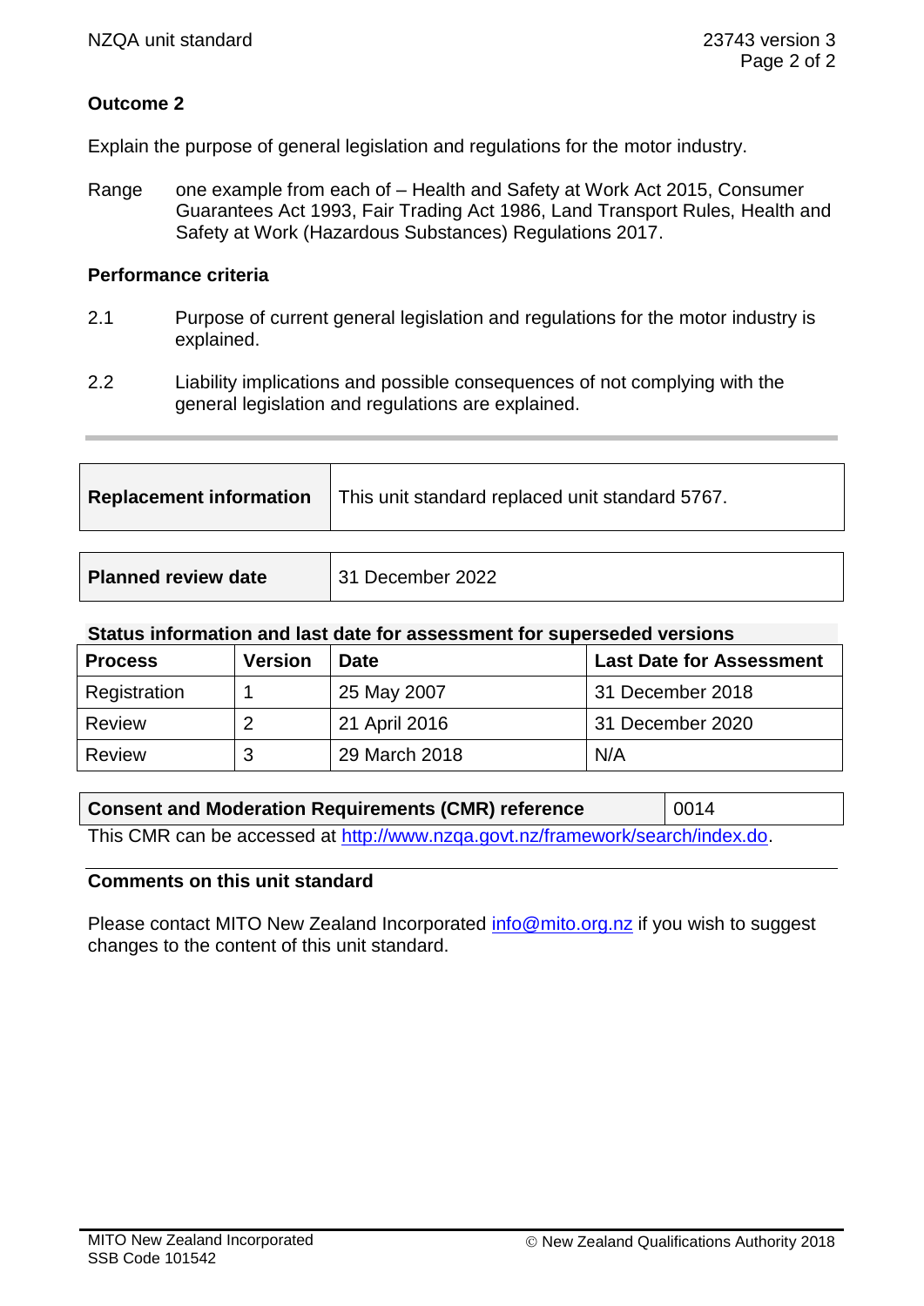## Outcome 2

Explain the purpose of general legislation and regulations for the motor industry.

Range one example from each of – Health and Safety at Work Act 2015, Consumer Guarantees Act 1993, Fair Trading Act 1986, Land Transport Rules, Health and Safety at Work (Hazardous Substances) Regulations 2017.

### Performance criteria

2.1 Purpose of current general legislation and regulations for the motor industry is explained.

2.2 Liability implications and possible consequences of not complying with the general legislation and regulations are explained.

| | |
|---|---|
| **Replacement information** | This unit standard replaced unit standard 5767. |

| | |
|---|---|
| **Planned review date** | 31 December 2022 |

**Status information and last date for assessment for superseded versions**

| Process | Version | Date | Last Date for Assessment |
|---|---|---|---|
| Registration | 1 | 25 May 2007 | 31 December 2018 |
| Review | 2 | 21 April 2016 | 31 December 2020 |
| Review | 3 | 29 March 2018 | N/A |

| | |
|---|---|
| **Consent and Moderation Requirements (CMR) reference** | 0014 |

This CMR can be accessed at http://www.nzqa.govt.nz/framework/search/index.do.

### Comments on this unit standard

Please contact MITO New Zealand Incorporated info@mito.org.nz if you wish to suggest changes to the content of this unit standard.